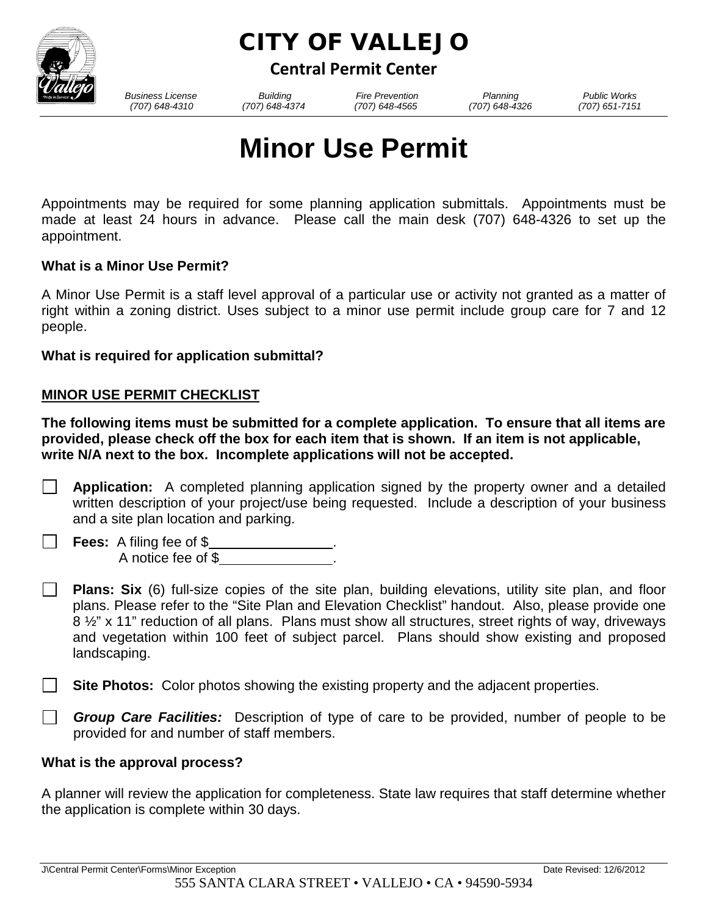# CITY OF VALLEJO

**Central Permit Center**

| Business License | Building | Fire Prevention | Planning | Public Works |
|---|---|---|---|---|
| (707) 648-4310 | (707) 648-4374 | (707) 648-4565 | (707) 648-4326 | (707) 651-7151 |

# Minor Use Permit

Appointments may be required for some planning application submittals. Appointments must be made at least 24 hours in advance. Please call the main desk (707) 648-4326 to set up the appointment.

**What is a Minor Use Permit?**

A Minor Use Permit is a staff level approval of a particular use or activity not granted as a matter of right within a zoning district. Uses subject to a minor use permit include group care for 7 and 12 people.

**What is required for application submittal?**

**MINOR USE PERMIT CHECKLIST**

**The following items must be submitted for a complete application. To ensure that all items are provided, please check off the box for each item that is shown. If an item is not applicable, write N/A next to the box. Incomplete applications will not be accepted.**

- ☐ **Application:** A completed planning application signed by the property owner and a detailed written description of your project/use being requested. Include a description of your business and a site plan location and parking.
- ☐ **Fees:** A filing fee of $\_\_\_\_\_\_\_\_\_\_\_\_\_\_\_\_.
  A notice fee of $\_\_\_\_\_\_\_\_\_\_\_\_\_\_\_.
- ☐ **Plans: Six** (6) full-size copies of the site plan, building elevations, utility site plan, and floor plans. Please refer to the "Site Plan and Elevation Checklist" handout. Also, please provide one 8 ½" x 11" reduction of all plans. Plans must show all structures, street rights of way, driveways and vegetation within 100 feet of subject parcel. Plans should show existing and proposed landscaping.
- ☐ **Site Photos:** Color photos showing the existing property and the adjacent properties.
- ☐ ***Group Care Facilities:*** Description of type of care to be provided, number of people to be provided for and number of staff members.

**What is the approval process?**

A planner will review the application for completeness. State law requires that staff determine whether the application is complete within 30 days.

J\Central Permit Center\Forms\Minor Exception Date Revised: 12/6/2012

555 SANTA CLARA STREET • VALLEJO • CA • 94590-5934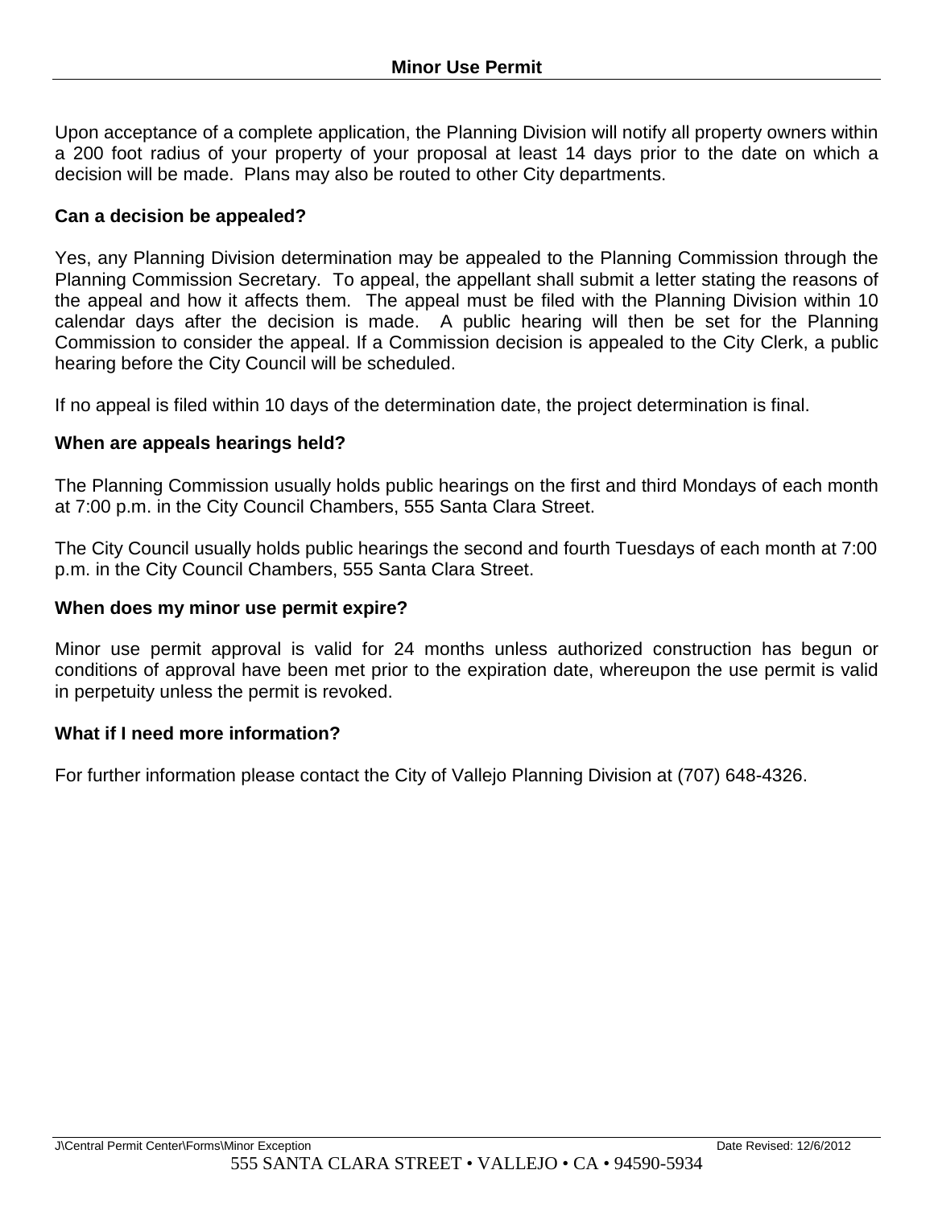Upon acceptance of a complete application, the Planning Division will notify all property owners within a 200 foot radius of your property of your proposal at least 14 days prior to the date on which a decision will be made. Plans may also be routed to other City departments.

**Can a decision be appealed?**

Yes, any Planning Division determination may be appealed to the Planning Commission through the Planning Commission Secretary. To appeal, the appellant shall submit a letter stating the reasons of the appeal and how it affects them. The appeal must be filed with the Planning Division within 10 calendar days after the decision is made. A public hearing will then be set for the Planning Commission to consider the appeal. If a Commission decision is appealed to the City Clerk, a public hearing before the City Council will be scheduled.

If no appeal is filed within 10 days of the determination date, the project determination is final.

**When are appeals hearings held?**

The Planning Commission usually holds public hearings on the first and third Mondays of each month at 7:00 p.m. in the City Council Chambers, 555 Santa Clara Street.

The City Council usually holds public hearings the second and fourth Tuesdays of each month at 7:00 p.m. in the City Council Chambers, 555 Santa Clara Street.

**When does my minor use permit expire?**

Minor use permit approval is valid for 24 months unless authorized construction has begun or conditions of approval have been met prior to the expiration date, whereupon the use permit is valid in perpetuity unless the permit is revoked.

**What if I need more information?**

For further information please contact the City of Vallejo Planning Division at (707) 648-4326.